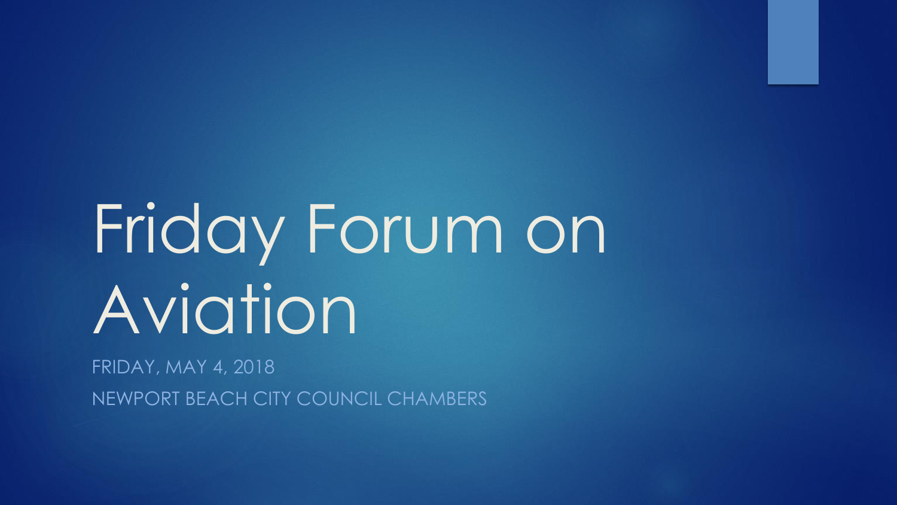# Friday Forum on Aviation

FRIDAY, MAY 4, 2018

NEWPORT BEACH CITY COUNCIL CHAMBERS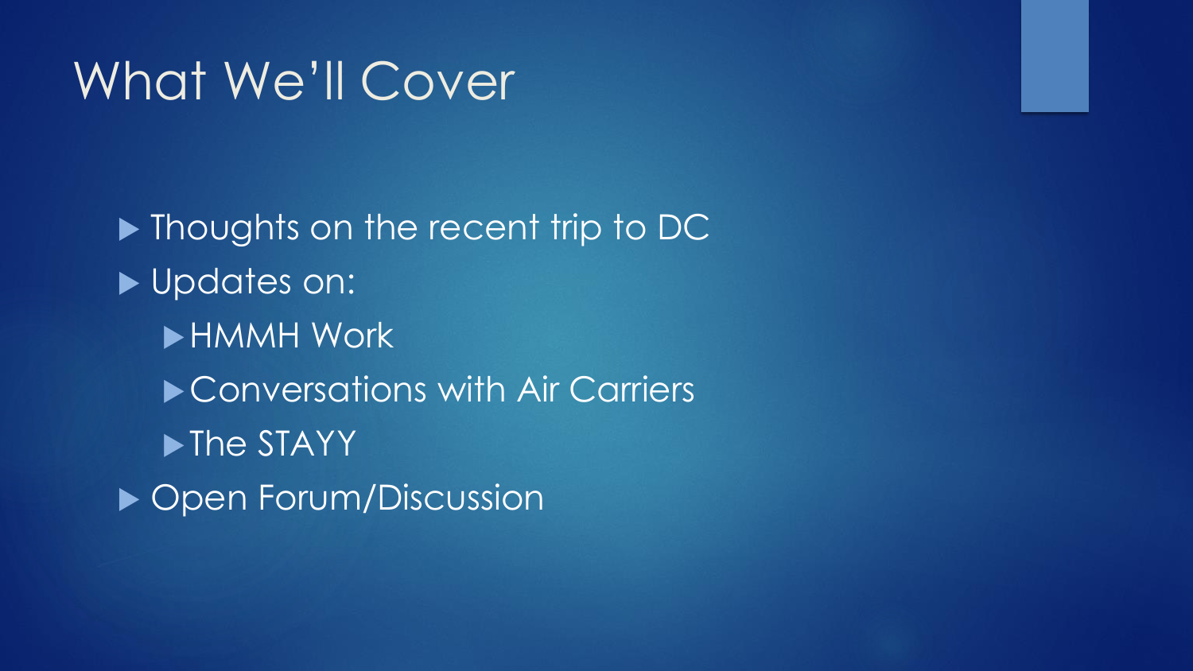# What We'll Cover

- Thoughts on the recent trip to DC
- Updates on:
  - HMMH Work
  - Conversations with Air Carriers
  - The STAYY
- Open Forum/Discussion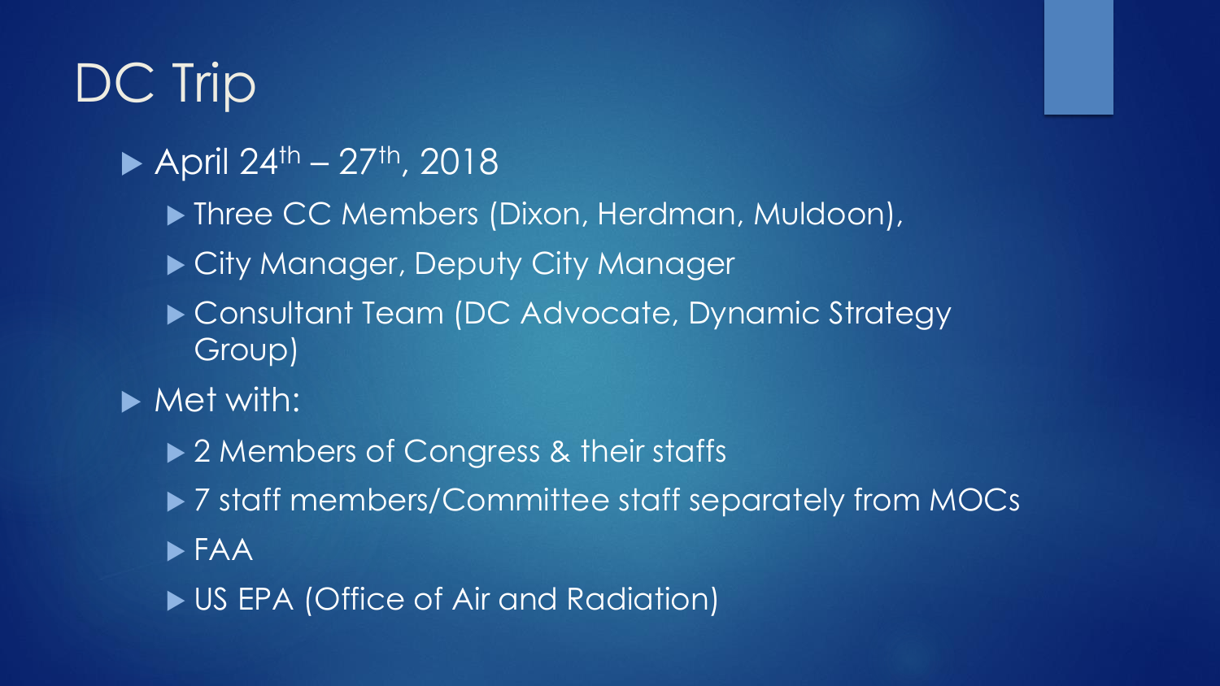# DC Trip

- April 24th – 27th, 2018
  - Three CC Members (Dixon, Herdman, Muldoon),
  - City Manager, Deputy City Manager
  - Consultant Team (DC Advocate, Dynamic Strategy Group)
- Met with:
  - 2 Members of Congress & their staffs
  - 7 staff members/Committee staff separately from MOCs
  - FAA
  - US EPA (Office of Air and Radiation)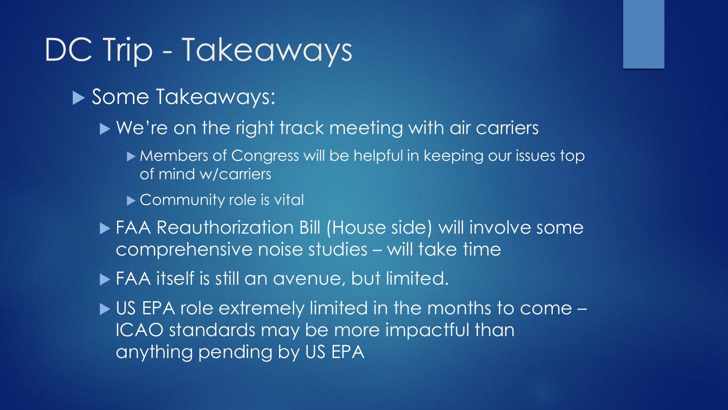# DC Trip - Takeaways

- Some Takeaways:
  - We're on the right track meeting with air carriers
    - Members of Congress will be helpful in keeping our issues top of mind w/carriers
    - Community role is vital
  - FAA Reauthorization Bill (House side) will involve some comprehensive noise studies – will take time
  - FAA itself is still an avenue, but limited.
  - US EPA role extremely limited in the months to come – ICAO standards may be more impactful than anything pending by US EPA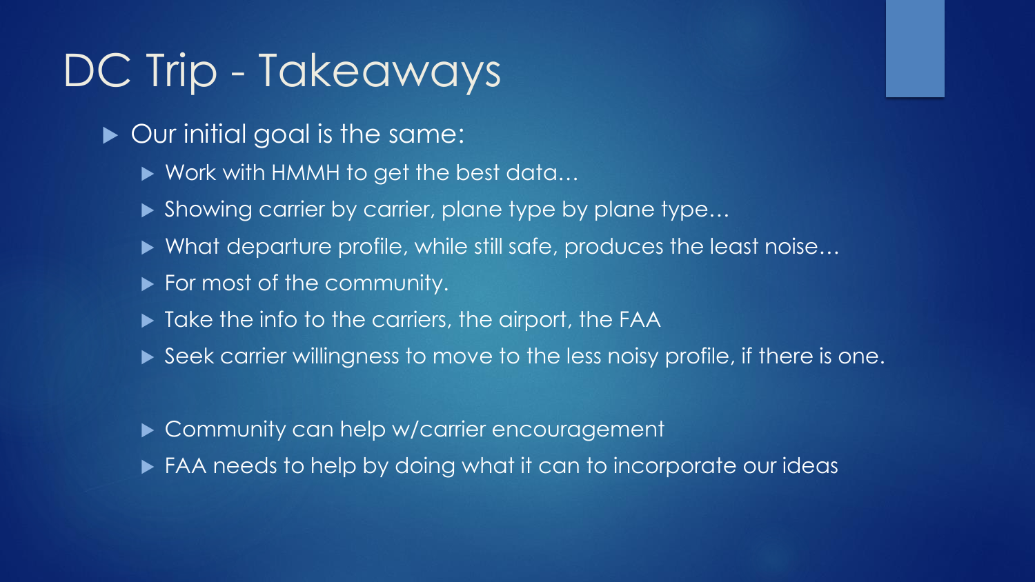# DC Trip - Takeaways

- Our initial goal is the same:
  - Work with HMMH to get the best data…
  - Showing carrier by carrier, plane type by plane type…
  - What departure profile, while still safe, produces the least noise…
  - For most of the community.
  - Take the info to the carriers, the airport, the FAA
  - Seek carrier willingness to move to the less noisy profile, if there is one.

  - Community can help w/carrier encouragement
  - FAA needs to help by doing what it can to incorporate our ideas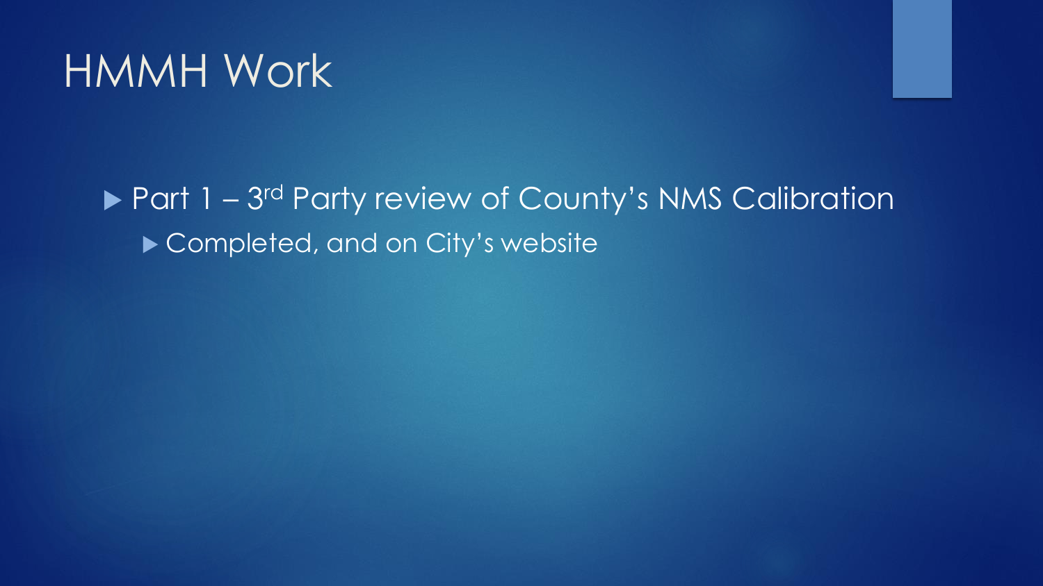# HMMH Work

- Part 1 – 3rd Party review of County's NMS Calibration
  - Completed, and on City's website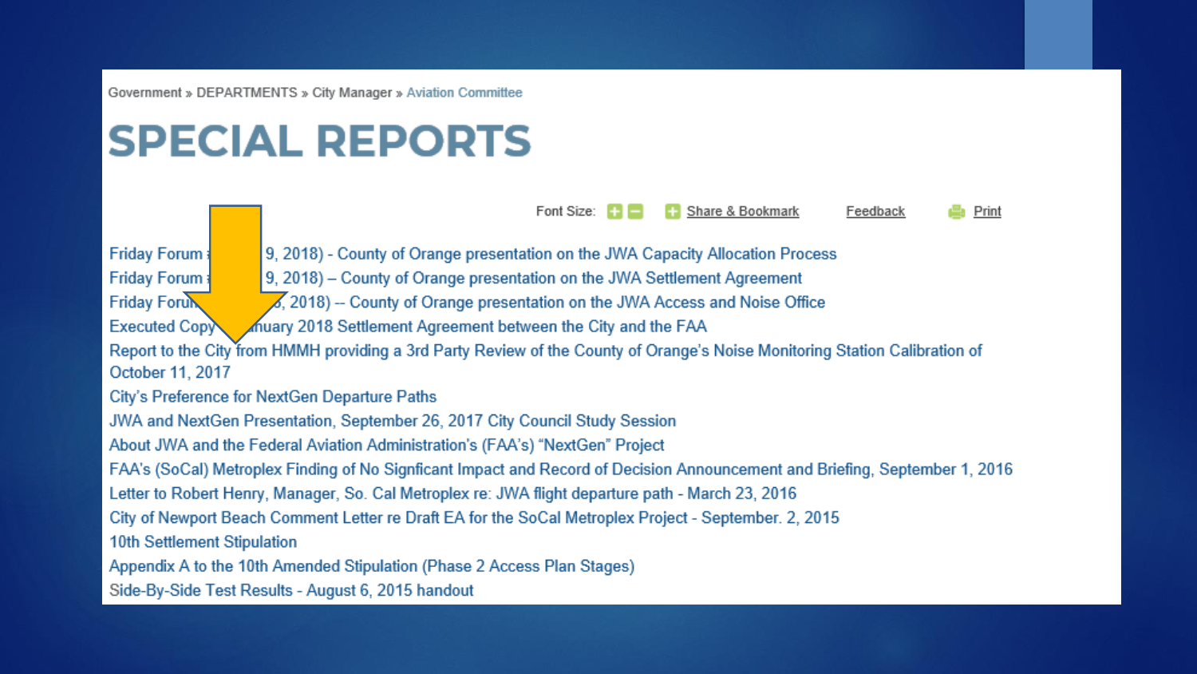Government » DEPARTMENTS » City Manager » Aviation Committee

# SPECIAL REPORTS

Font Size: Share & Bookmark Feedback Print

Friday Forum 9, 2018) - County of Orange presentation on the JWA Capacity Allocation Process
Friday Forum 9, 2018) – County of Orange presentation on the JWA Settlement Agreement
Friday Foru , 2018) -- County of Orange presentation on the JWA Access and Noise Office
Executed Copy nuary 2018 Settlement Agreement between the City and the FAA
Report to the City from HMMH providing a 3rd Party Review of the County of Orange's Noise Monitoring Station Calibration of October 11, 2017
City's Preference for NextGen Departure Paths
JWA and NextGen Presentation, September 26, 2017 City Council Study Session
About JWA and the Federal Aviation Administration's (FAA's) "NextGen" Project
FAA's (SoCal) Metroplex Finding of No Signficant Impact and Record of Decision Announcement and Briefing, September 1, 2016
Letter to Robert Henry, Manager, So. Cal Metroplex re: JWA flight departure path - March 23, 2016
City of Newport Beach Comment Letter re Draft EA for the SoCal Metroplex Project - September. 2, 2015
10th Settlement Stipulation
Appendix A to the 10th Amended Stipulation (Phase 2 Access Plan Stages)
Side-By-Side Test Results - August 6, 2015 handout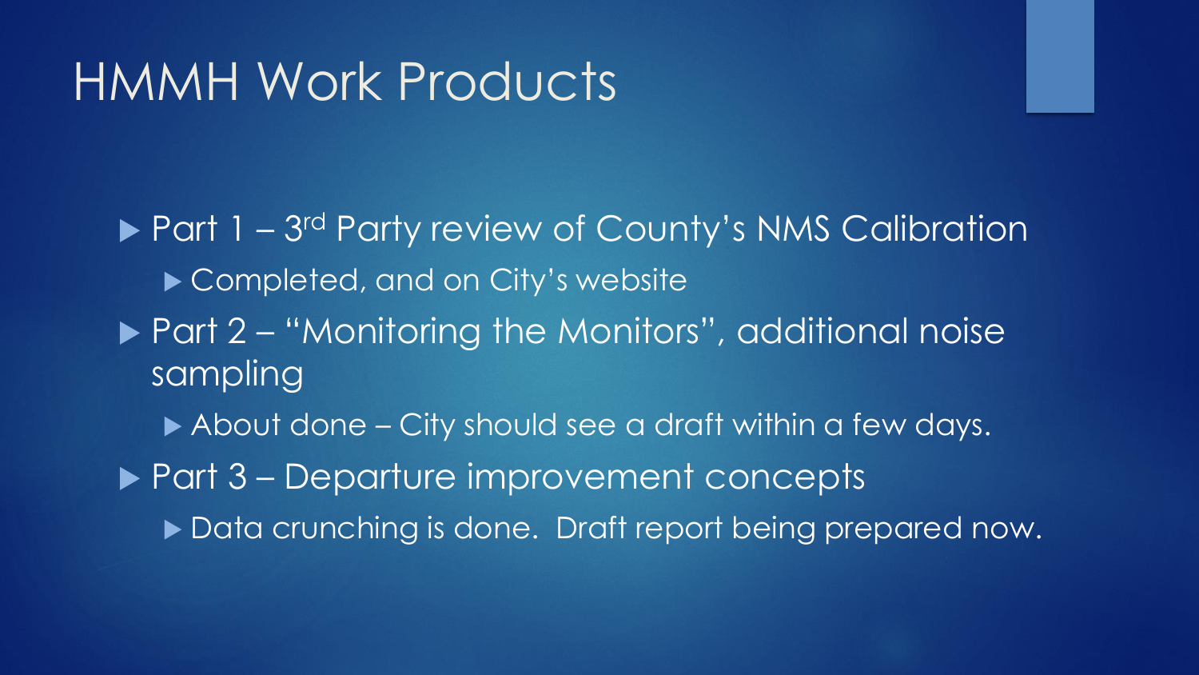# HMMH Work Products

- Part 1 – 3rd Party review of County's NMS Calibration
  - Completed, and on City's website
- Part 2 – "Monitoring the Monitors", additional noise sampling
  - About done – City should see a draft within a few days.
- Part 3 – Departure improvement concepts
  - Data crunching is done. Draft report being prepared now.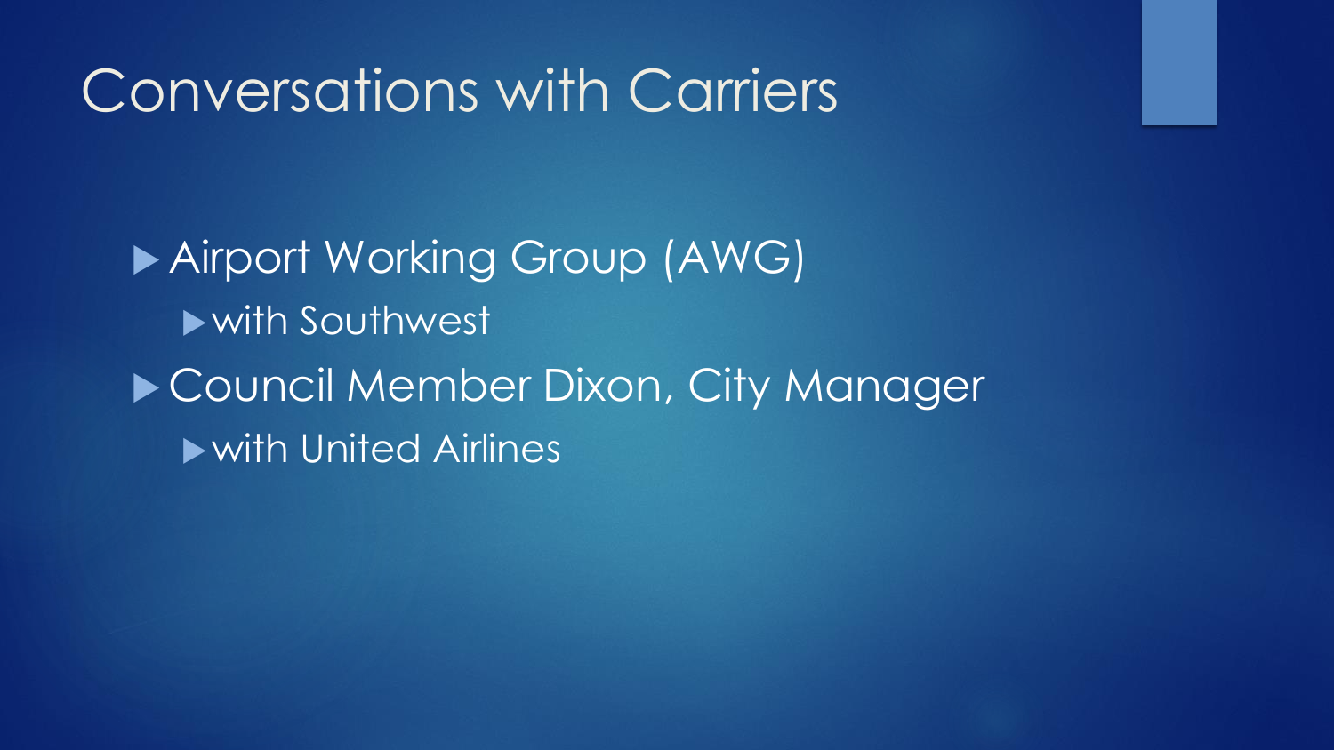# Conversations with Carriers

- Airport Working Group (AWG)
  - with Southwest
- Council Member Dixon, City Manager
  - with United Airlines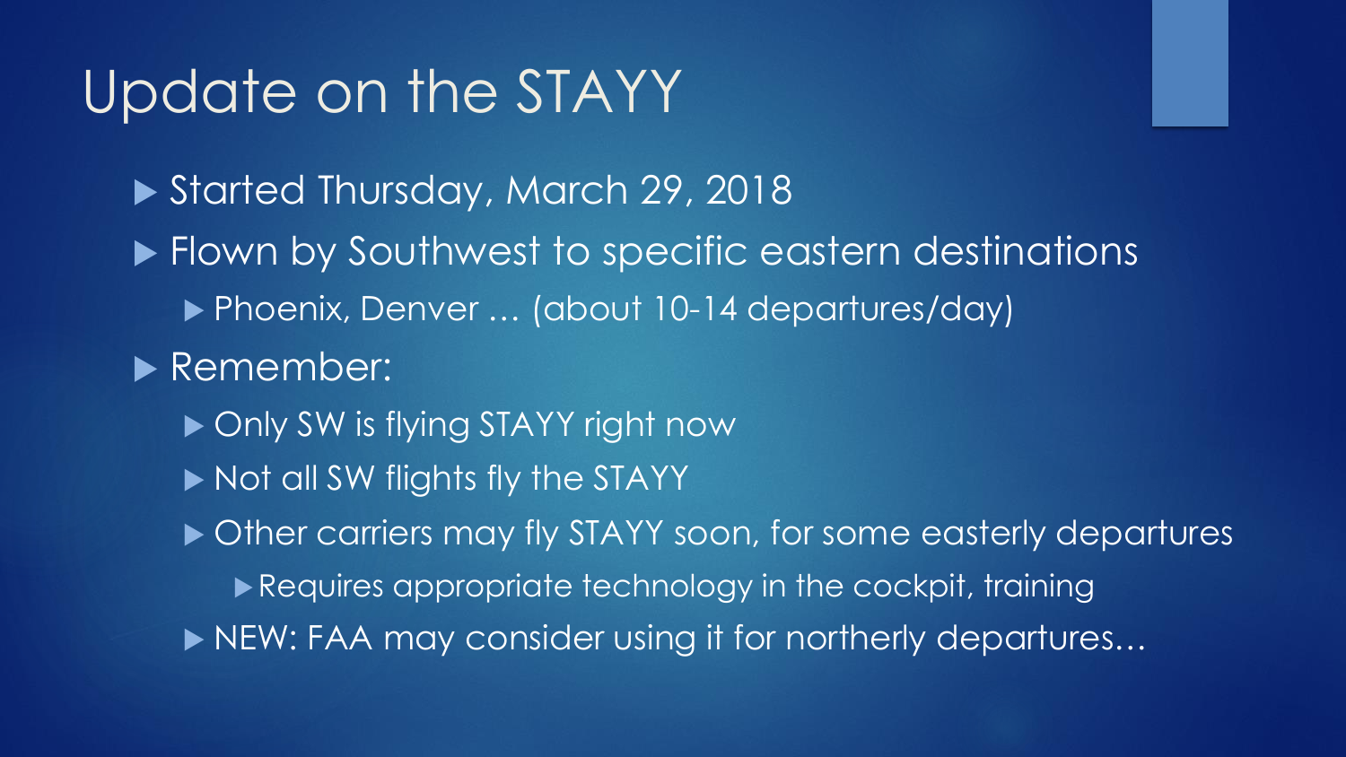# Update on the STAYY

- Started Thursday, March 29, 2018
- Flown by Southwest to specific eastern destinations
  - Phoenix, Denver … (about 10-14 departures/day)
- Remember:
  - Only SW is flying STAYY right now
  - Not all SW flights fly the STAYY
  - Other carriers may fly STAYY soon, for some easterly departures
    - Requires appropriate technology in the cockpit, training
  - NEW: FAA may consider using it for northerly departures…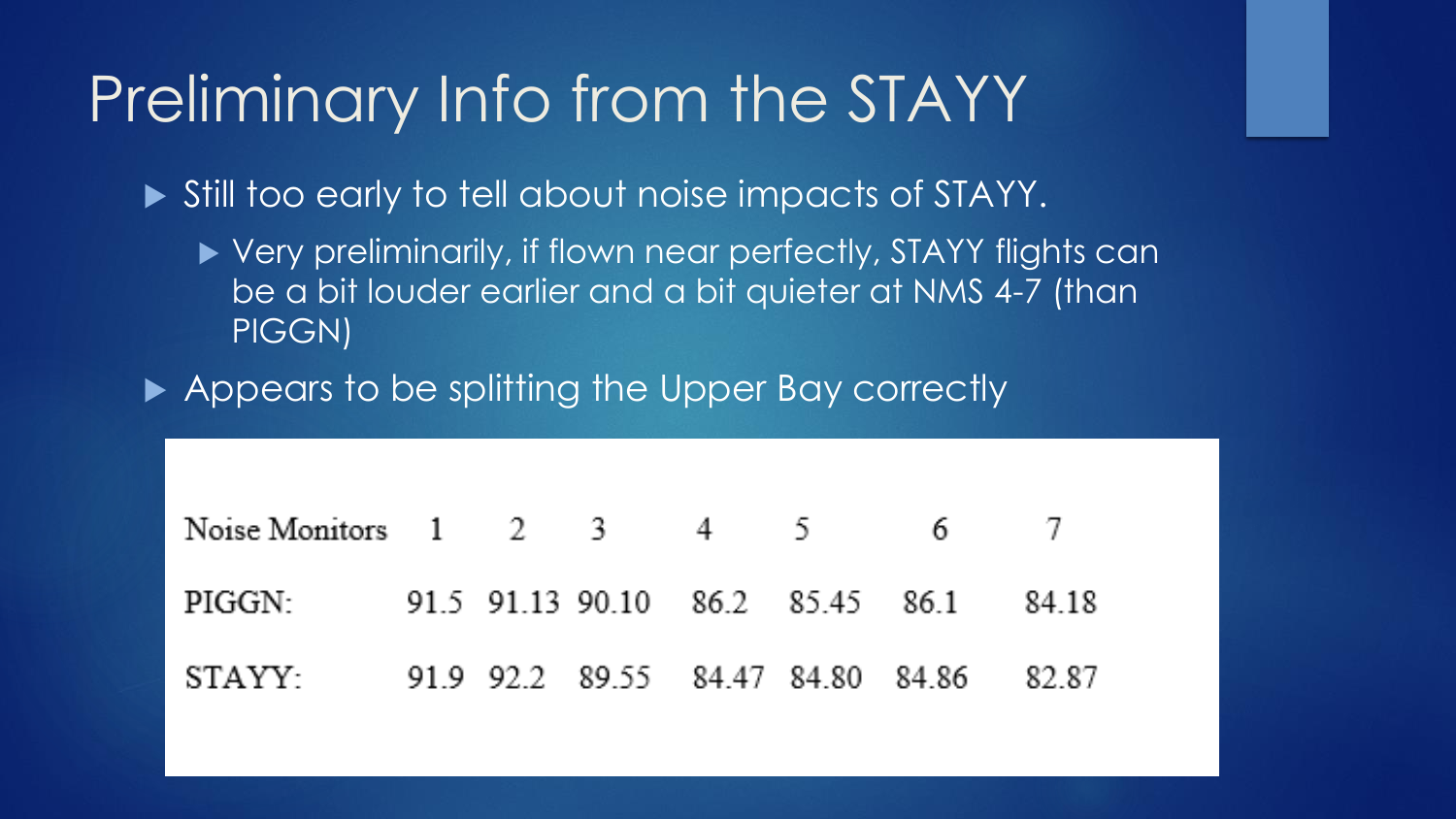# Preliminary Info from the STAYY

- Still too early to tell about noise impacts of STAYY.
  - Very preliminarily, if flown near perfectly, STAYY flights can be a bit louder earlier and a bit quieter at NMS 4-7 (than PIGGN)
- Appears to be splitting the Upper Bay correctly

| Noise Monitors | 1 | 2 | 3 | 4 | 5 | 6 | 7 |
|---|---|---|---|---|---|---|---|
| PIGGN: | 91.5 | 91.13 | 90.10 | 86.2 | 85.45 | 86.1 | 84.18 |
| STAYY: | 91.9 | 92.2 | 89.55 | 84.47 | 84.80 | 84.86 | 82.87 |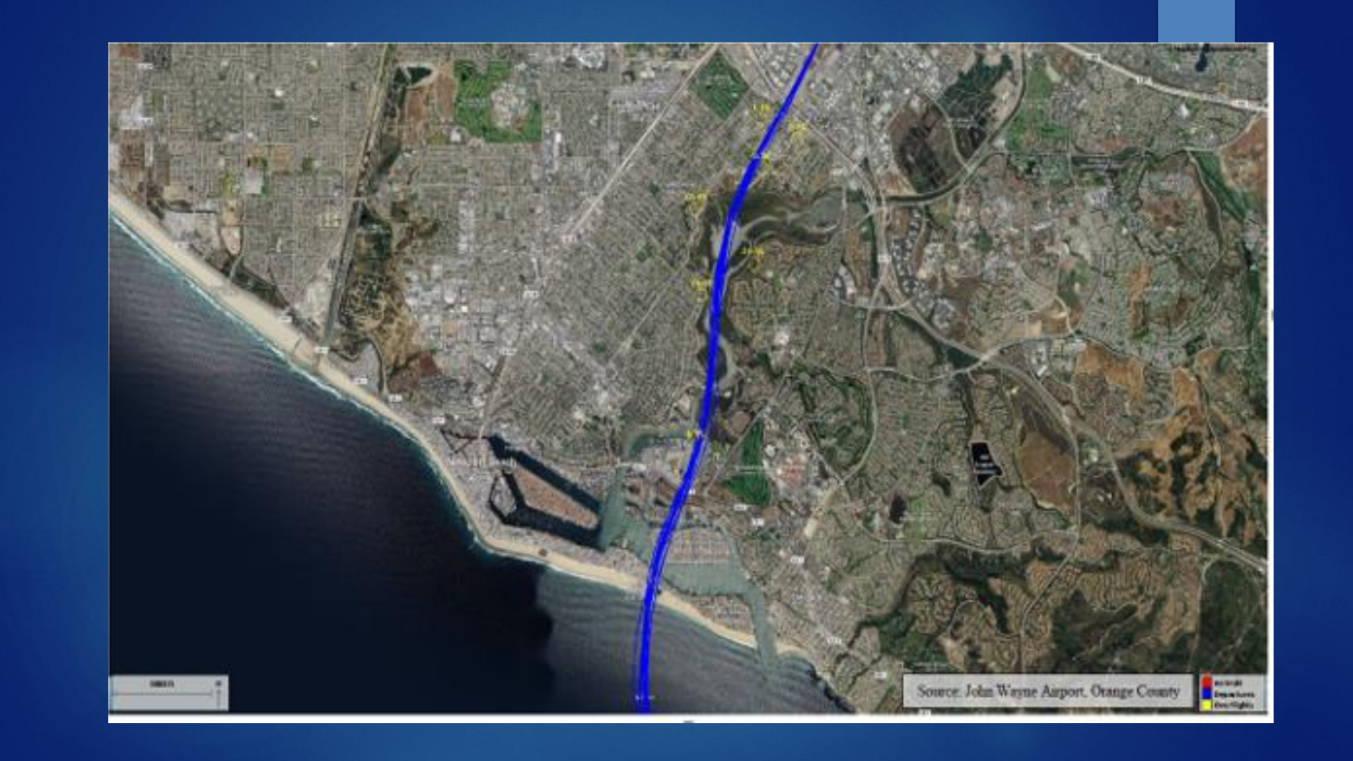Source: John Wayne Airport, Orange County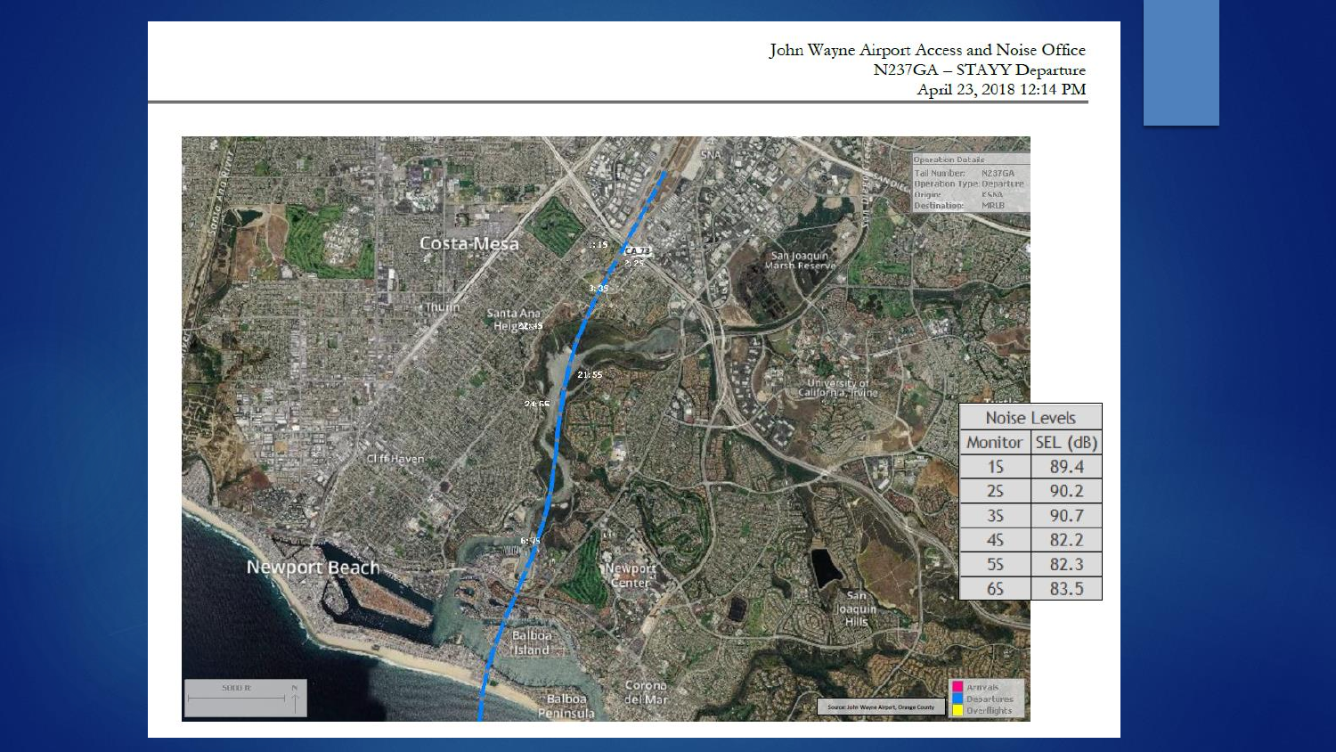John Wayne Airport Access and Noise Office
N237GA – STAYY Departure
April 23, 2018 12:14 PM

| Noise Levels | |
|---|---|
| Monitor | SEL (dB) |
| 1S | 89.4 |
| 2S | 90.2 |
| 3S | 90.7 |
| 4S | 82.2 |
| 5S | 82.3 |
| 6S | 83.5 |